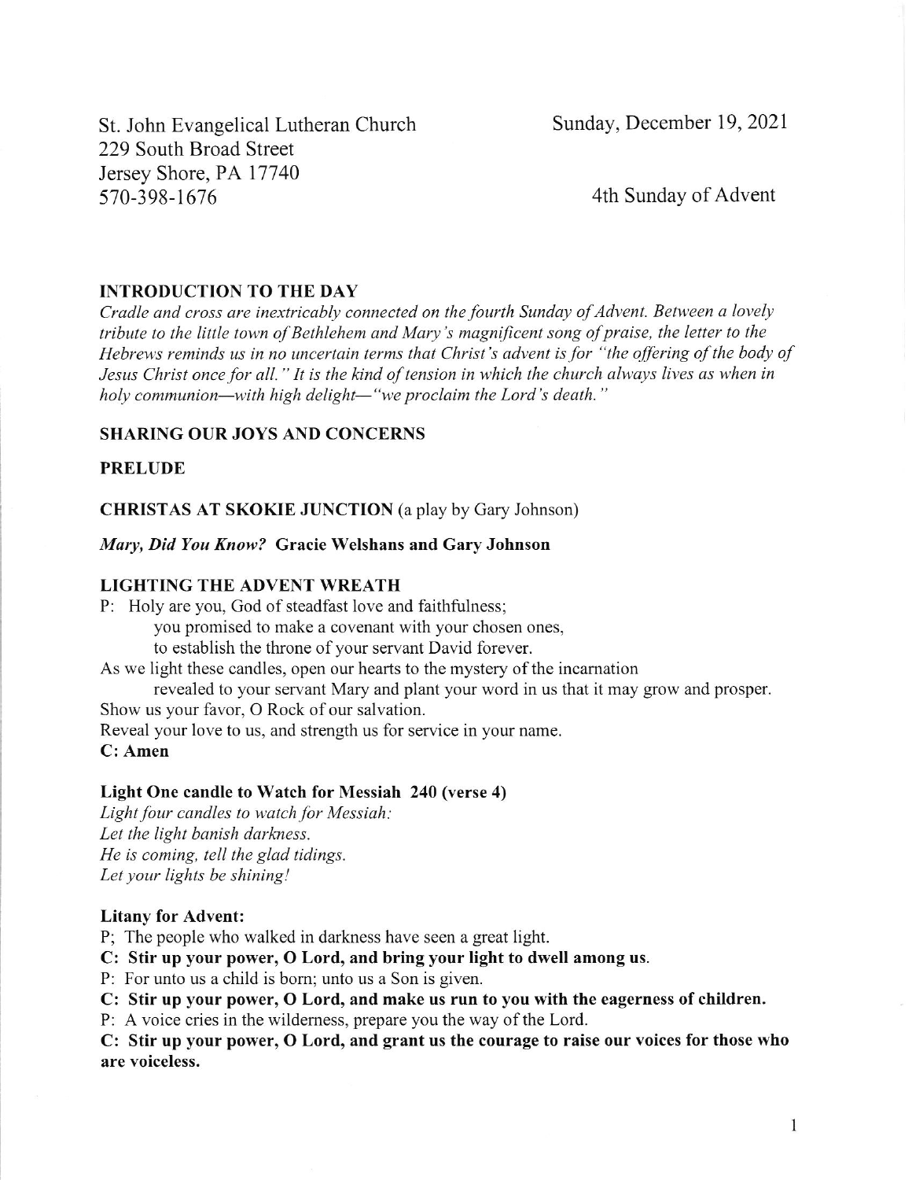St. John Evangelical Lutheran Church
229 South Broad Street
Jersey Shore, PA 17740
570-398-1676

Sunday, December 19, 2021

4th Sunday of Advent

**INTRODUCTION TO THE DAY**

*Cradle and cross are inextricably connected on the fourth Sunday of Advent. Between a lovely tribute to the little town of Bethlehem and Mary's magnificent song of praise, the letter to the Hebrews reminds us in no uncertain terms that Christ's advent is for "the offering of the body of Jesus Christ once for all." It is the kind of tension in which the church always lives as when in holy communion—with high delight—"we proclaim the Lord's death."*

**SHARING OUR JOYS AND CONCERNS**

**PRELUDE**

**CHRISTAS AT SKOKIE JUNCTION** (a play by Gary Johnson)

***Mary, Did You Know?* Gracie Welshans and Gary Johnson**

**LIGHTING THE ADVENT WREATH**

P: Holy are you, God of steadfast love and faithfulness;
you promised to make a covenant with your chosen ones,
to establish the throne of your servant David forever.
As we light these candles, open our hearts to the mystery of the incarnation
revealed to your servant Mary and plant your word in us that it may grow and prosper.
Show us your favor, O Rock of our salvation.
Reveal your love to us, and strength us for service in your name.
**C: Amen**

**Light One candle to Watch for Messiah 240 (verse 4)**

*Light four candles to watch for Messiah:*
*Let the light banish darkness.*
*He is coming, tell the glad tidings.*
*Let your lights be shining!*

**Litany for Advent:**

P; The people who walked in darkness have seen a great light.
**C: Stir up your power, O Lord, and bring your light to dwell among us.**
P: For unto us a child is born; unto us a Son is given.
**C: Stir up your power, O Lord, and make us run to you with the eagerness of children.**
P: A voice cries in the wilderness, prepare you the way of the Lord.
**C: Stir up your power, O Lord, and grant us the courage to raise our voices for those who are voiceless.**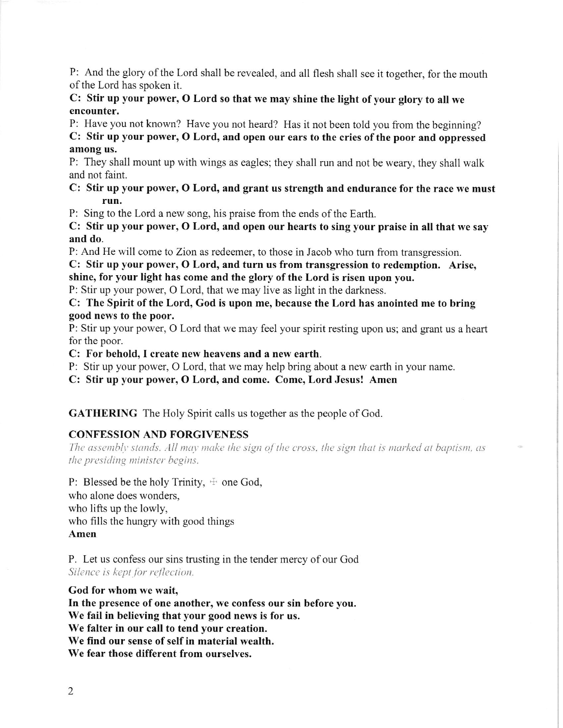P: And the glory of the Lord shall be revealed, and all flesh shall see it together, for the mouth of the Lord has spoken it.

**C: Stir up your power, O Lord so that we may shine the light of your glory to all we encounter.**

P: Have you not known? Have you not heard? Has it not been told you from the beginning?

**C: Stir up your power, O Lord, and open our ears to the cries of the poor and oppressed among us.**

P: They shall mount up with wings as eagles; they shall run and not be weary, they shall walk and not faint.

**C: Stir up your power, O Lord, and grant us strength and endurance for the race we must run.**

P: Sing to the Lord a new song, his praise from the ends of the Earth.

**C: Stir up your power, O Lord, and open our hearts to sing your praise in all that we say and do.**

P: And He will come to Zion as redeemer, to those in Jacob who turn from transgression.

**C: Stir up your power, O Lord, and turn us from transgression to redemption. Arise, shine, for your light has come and the glory of the Lord is risen upon you.**

P: Stir up your power, O Lord, that we may live as light in the darkness.

**C: The Spirit of the Lord, God is upon me, because the Lord has anointed me to bring good news to the poor.**

P: Stir up your power, O Lord that we may feel your spirit resting upon us; and grant us a heart for the poor.

**C: For behold, I create new heavens and a new earth.**

P: Stir up your power, O Lord, that we may help bring about a new earth in your name.

**C: Stir up your power, O Lord, and come. Come, Lord Jesus! Amen**

**GATHERING** The Holy Spirit calls us together as the people of God.

**CONFESSION AND FORGIVENESS**

*The assembly stands. All may make the sign of the cross, the sign that is marked at baptism, as the presiding minister begins.*

P: Blessed be the holy Trinity, ☩ one God,
who alone does wonders,
who lifts up the lowly,
who fills the hungry with good things
**Amen**

P. Let us confess our sins trusting in the tender mercy of our God
*Silence is kept for reflection.*

**God for whom we wait,**
**In the presence of one another, we confess our sin before you.**
**We fail in believing that your good news is for us.**
**We falter in our call to tend your creation.**
**We find our sense of self in material wealth.**
**We fear those different from ourselves.**